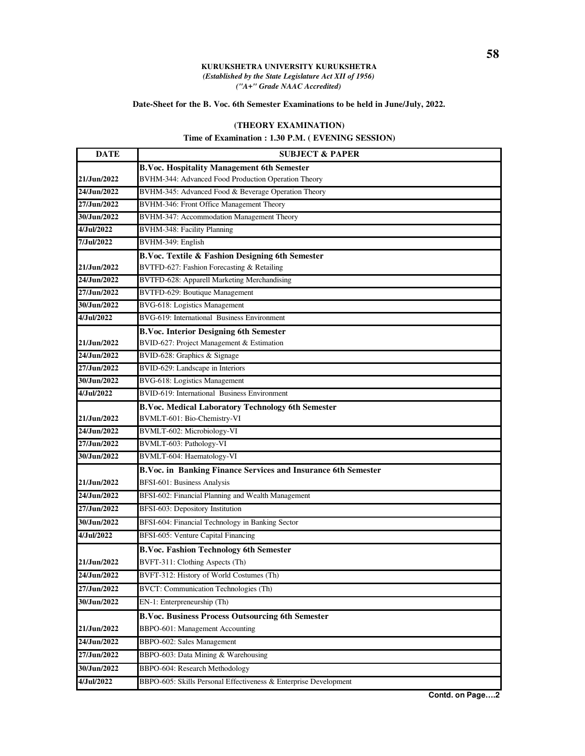**KURUKSHETRA UNIVERSITY KURUKSHETRA**

*(Established by the State Legislature Act XII of 1956)*

*("A+" Grade NAAC Accredited)*

**Date-Sheet for the B. Voc. 6th Semester Examinations to be held in June/July, 2022.**

**(THEORY EXAMINATION)**

**Time of Examination : 1.30 P.M. ( EVENING SESSION)**

| DATE | SUBJECT & PAPER |
|---|---|
| | **B.Voc. Hospitality Management 6th Semester** |
| 21/Jun/2022 | BVHM-344: Advanced Food Production Operation Theory |
| 24/Jun/2022 | BVHM-345: Advanced Food & Beverage Operation Theory |
| 27/Jun/2022 | BVHM-346: Front Office Management Theory |
| 30/Jun/2022 | BVHM-347: Accommodation Management Theory |
| 4/Jul/2022 | BVHM-348: Facility Planning |
| 7/Jul/2022 | BVHM-349: English |
| | **B.Voc. Textile & Fashion Designing 6th Semester** |
| 21/Jun/2022 | BVTFD-627: Fashion Forecasting & Retailing |
| 24/Jun/2022 | BVTFD-628: Apparell Marketing Merchandising |
| 27/Jun/2022 | BVTFD-629: Boutique Management |
| 30/Jun/2022 | BVG-618: Logistics Management |
| 4/Jul/2022 | BVG-619: International Business Environment |
| | **B.Voc. Interior Designing 6th Semester** |
| 21/Jun/2022 | BVID-627: Project Management & Estimation |
| 24/Jun/2022 | BVID-628: Graphics & Signage |
| 27/Jun/2022 | BVID-629: Landscape in Interiors |
| 30/Jun/2022 | BVG-618: Logistics Management |
| 4/Jul/2022 | BVID-619: International Business Environment |
| | **B.Voc. Medical Laboratory Technology 6th Semester** |
| 21/Jun/2022 | BVMLT-601: Bio-Chemistry-VI |
| 24/Jun/2022 | BVMLT-602: Microbiology-VI |
| 27/Jun/2022 | BVMLT-603: Pathology-VI |
| 30/Jun/2022 | BVMLT-604: Haematology-VI |
| | **B.Voc. in Banking Finance Services and Insurance 6th Semester** |
| 21/Jun/2022 | BFSI-601: Business Analysis |
| 24/Jun/2022 | BFSI-602: Financial Planning and Wealth Management |
| 27/Jun/2022 | BFSI-603: Depository Institution |
| 30/Jun/2022 | BFSI-604: Financial Technology in Banking Sector |
| 4/Jul/2022 | BFSI-605: Venture Capital Financing |
| | **B.Voc. Fashion Technology 6th Semester** |
| 21/Jun/2022 | BVFT-311: Clothing Aspects (Th) |
| 24/Jun/2022 | BVFT-312: History of World Costumes (Th) |
| 27/Jun/2022 | BVCT: Communication Technologies (Th) |
| 30/Jun/2022 | EN-1: Enterpreneurship (Th) |
| | **B.Voc. Business Process Outsourcing 6th Semester** |
| 21/Jun/2022 | BBPO-601: Management Accounting |
| 24/Jun/2022 | BBPO-602: Sales Management |
| 27/Jun/2022 | BBPO-603: Data Mining & Warehousing |
| 30/Jun/2022 | BBPO-604: Research Methodology |
| 4/Jul/2022 | BBPO-605: Skills Personal Effectiveness & Enterprise Development |

**Contd. on Page….2**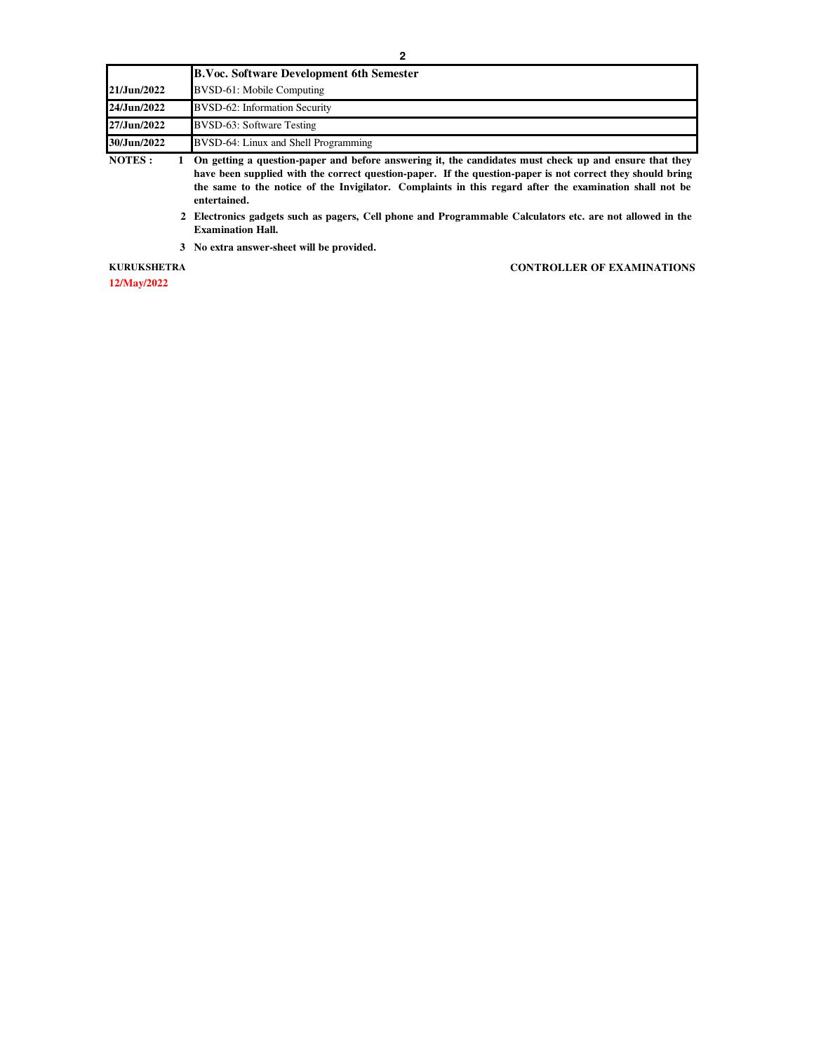| | **B.Voc. Software Development 6th Semester** |
|---|---|
| **21/Jun/2022** | BVSD-61: Mobile Computing |
| **24/Jun/2022** | BVSD-62: Information Security |
| **27/Jun/2022** | BVSD-63: Software Testing |
| **30/Jun/2022** | BVSD-64: Linux and Shell Programming |

**NOTES :**

1. **On getting a question-paper and before answering it, the candidates must check up and ensure that they have been supplied with the correct question-paper. If the question-paper is not correct they should bring the same to the notice of the Invigilator. Complaints in this regard after the examination shall not be entertained.**
2. **Electronics gadgets such as pagers, Cell phone and Programmable Calculators etc. are not allowed in the Examination Hall.**
3. **No extra answer-sheet will be provided.**

**KURUKSHETRA** **CONTROLLER OF EXAMINATIONS**

**12/May/2022**